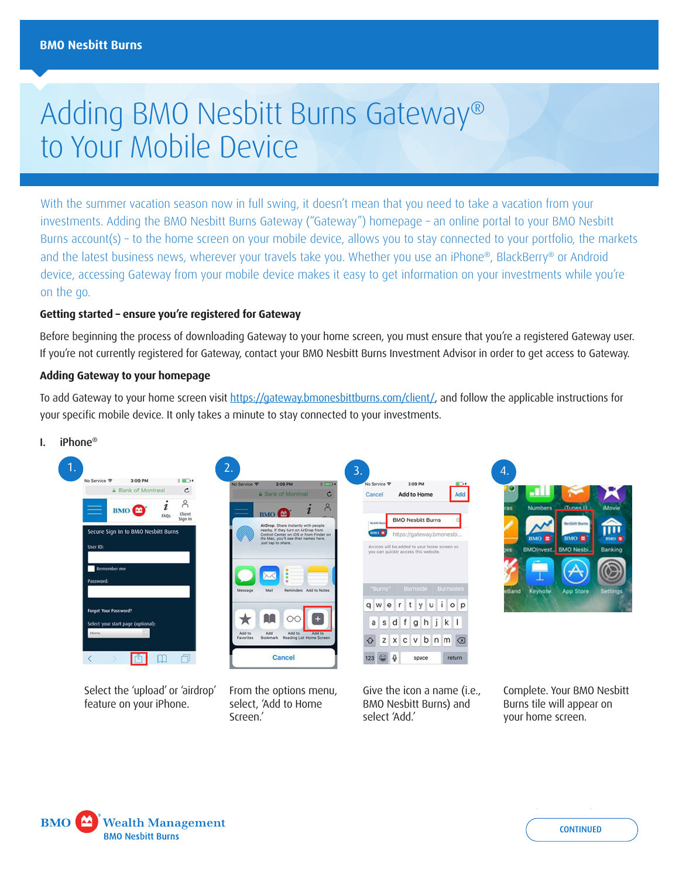BMO Nesbitt Burns

# Adding BMO Nesbitt Burns Gateway® to Your Mobile Device

With the summer vacation season now in full swing, it doesn't mean that you need to take a vacation from your investments. Adding the BMO Nesbitt Burns Gateway ("Gateway") homepage – an online portal to your BMO Nesbitt Burns account(s) – to the home screen on your mobile device, allows you to stay connected to your portfolio, the markets and the latest business news, wherever your travels take you. Whether you use an iPhone®, BlackBerry® or Android device, accessing Gateway from your mobile device makes it easy to get information on your investments while you're on the go.

### Getting started – ensure you're registered for Gateway

Before beginning the process of downloading Gateway to your home screen, you must ensure that you're a registered Gateway user. If you're not currently registered for Gateway, contact your BMO Nesbitt Burns Investment Advisor in order to get access to Gateway.

### Adding Gateway to your homepage

To add Gateway to your home screen visit https://gateway.bmonesbittburns.com/client/, and follow the applicable instructions for your specific mobile device. It only takes a minute to stay connected to your investments.

#### I. iPhone®

1. Select the 'upload' or 'airdrop' feature on your iPhone.
2. From the options menu, select, 'Add to Home Screen.'
3. Give the icon a name (i.e., BMO Nesbitt Burns) and select 'Add.'
4. Complete. Your BMO Nesbitt Burns tile will appear on your home screen.

BMO Wealth Management
BMO Nesbitt Burns

CONTINUED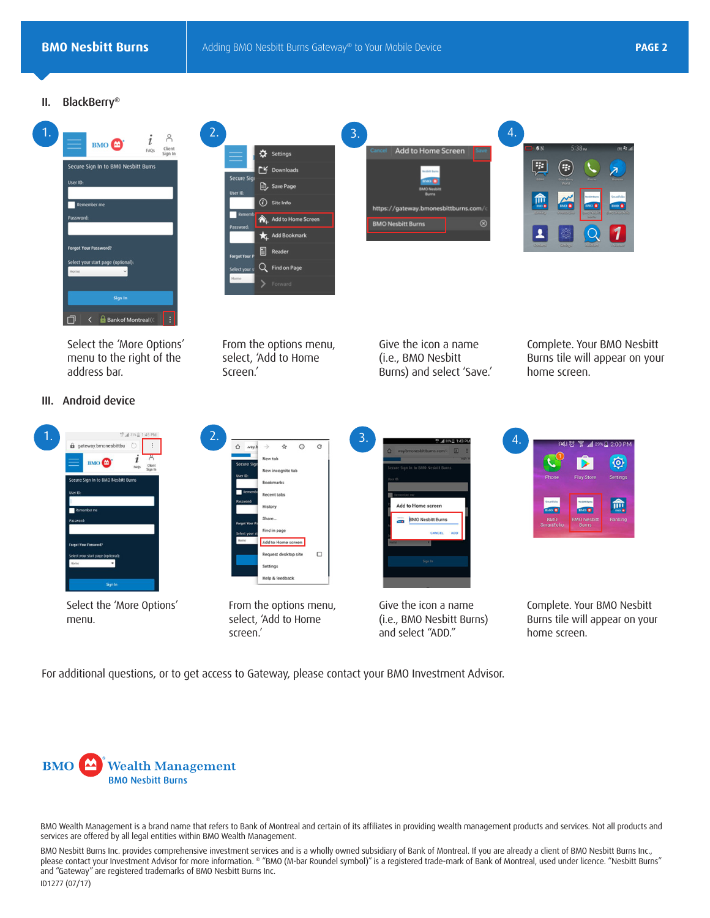## II. BlackBerry®

1. Select the 'More Options' menu to the right of the address bar.

2. From the options menu, select, 'Add to Home Screen.'

3. Give the icon a name (i.e., BMO Nesbitt Burns) and select 'Save.'

4. Complete. Your BMO Nesbitt Burns tile will appear on your home screen.

## III. Android device

1. Select the 'More Options' menu.

2. From the options menu, select, 'Add to Home screen.'

3. Give the icon a name (i.e., BMO Nesbitt Burns) and select "ADD."

4. Complete. Your BMO Nesbitt Burns tile will appear on your home screen.

For additional questions, or to get access to Gateway, please contact your BMO Investment Advisor.

BMO Wealth Management
BMO Nesbitt Burns

BMO Wealth Management is a brand name that refers to Bank of Montreal and certain of its affiliates in providing wealth management products and services. Not all products and services are offered by all legal entities within BMO Wealth Management.

BMO Nesbitt Burns Inc. provides comprehensive investment services and is a wholly owned subsidiary of Bank of Montreal. If you are already a client of BMO Nesbitt Burns Inc., please contact your Investment Advisor for more information. ® "BMO (M-bar Roundel symbol)" is a registered trade-mark of Bank of Montreal, used under licence. "Nesbitt Burns" and "Gateway" are registered trademarks of BMO Nesbitt Burns Inc.

ID1277 (07/17)